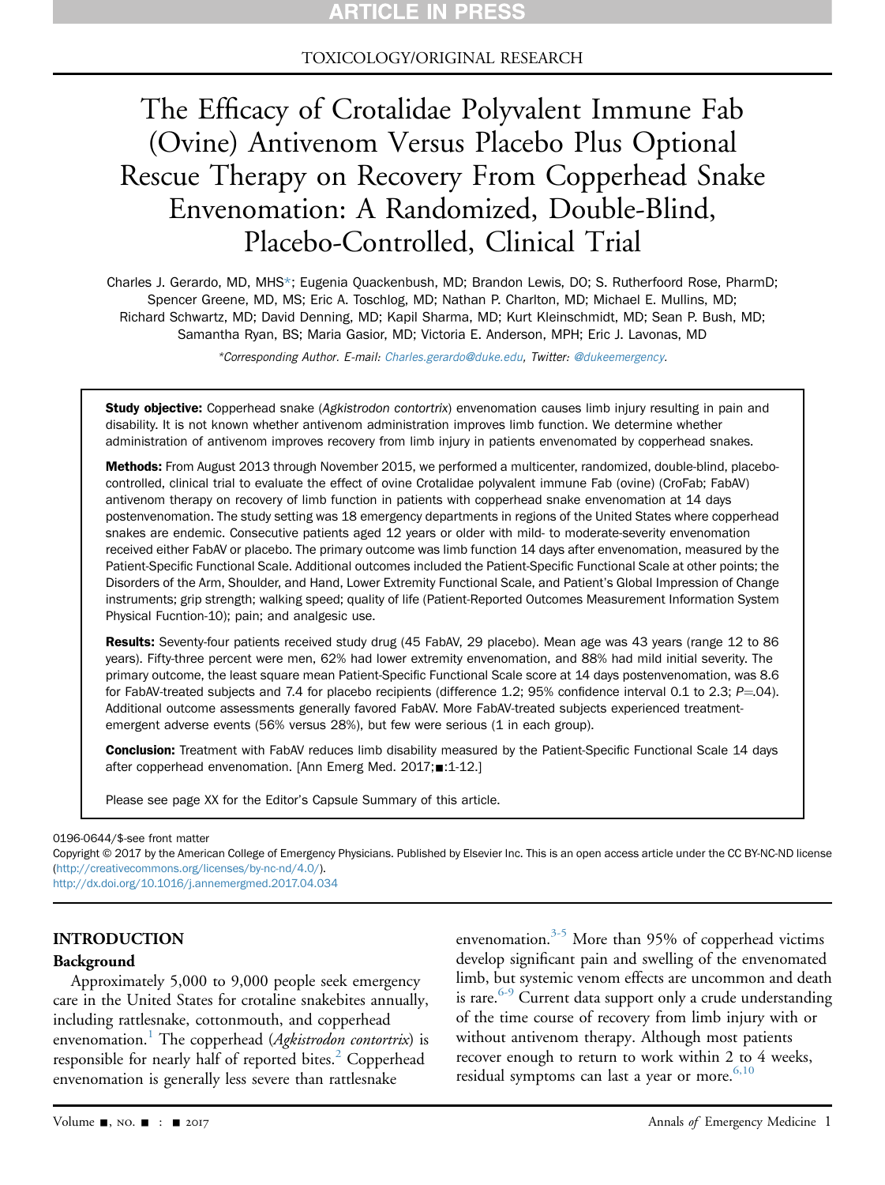TOXICOLOGY/ORIGINAL RESEARCH

# The Efficacy of Crotalidae Polyvalent Immune Fab (Ovine) Antivenom Versus Placebo Plus Optional Rescue Therapy on Recovery From Copperhead Snake Envenomation: A Randomized, Double-Blind, Placebo-Controlled, Clinical Trial

Charles J. Gerardo, MD, MHS*; Eugenia Quackenbush, MD; Brandon Lewis, DO; S. Rutherfoord Rose, PharmD; Spencer Greene, MD, MS; Eric A. Toschlog, MD; Nathan P. Charlton, MD; Michael E. Mullins, MD; Richard Schwartz, MD; David Denning, MD; Kapil Sharma, MD; Kurt Kleinschmidt, MD; Sean P. Bush, MD; Samantha Ryan, BS; Maria Gasior, MD; Victoria E. Anderson, MPH; Eric J. Lavonas, MD

*Corresponding Author. E-mail: Charles.gerardo@duke.edu, Twitter: @dukeemergency.

**Study objective:** Copperhead snake (*Agkistrodon contortrix*) envenomation causes limb injury resulting in pain and disability. It is not known whether antivenom administration improves limb function. We determine whether administration of antivenom improves recovery from limb injury in patients envenomated by copperhead snakes.

**Methods:** From August 2013 through November 2015, we performed a multicenter, randomized, double-blind, placebo-controlled, clinical trial to evaluate the effect of ovine Crotalidae polyvalent immune Fab (ovine) (CroFab; FabAV) antivenom therapy on recovery of limb function in patients with copperhead snake envenomation at 14 days postenvenomation. The study setting was 18 emergency departments in regions of the United States where copperhead snakes are endemic. Consecutive patients aged 12 years or older with mild- to moderate-severity envenomation received either FabAV or placebo. The primary outcome was limb function 14 days after envenomation, measured by the Patient-Specific Functional Scale. Additional outcomes included the Patient-Specific Functional Scale at other points; the Disorders of the Arm, Shoulder, and Hand, Lower Extremity Functional Scale, and Patient's Global Impression of Change instruments; grip strength; walking speed; quality of life (Patient-Reported Outcomes Measurement Information System Physical Fucntion-10); pain; and analgesic use.

**Results:** Seventy-four patients received study drug (45 FabAV, 29 placebo). Mean age was 43 years (range 12 to 86 years). Fifty-three percent were men, 62% had lower extremity envenomation, and 88% had mild initial severity. The primary outcome, the least square mean Patient-Specific Functional Scale score at 14 days postenvenomation, was 8.6 for FabAV-treated subjects and 7.4 for placebo recipients (difference 1.2; 95% confidence interval 0.1 to 2.3; $P$=.04). Additional outcome assessments generally favored FabAV. More FabAV-treated subjects experienced treatment-emergent adverse events (56% versus 28%), but few were serious (1 in each group).

**Conclusion:** Treatment with FabAV reduces limb disability measured by the Patient-Specific Functional Scale 14 days after copperhead envenomation. [Ann Emerg Med. 2017;■:1-12.]

Please see page XX for the Editor's Capsule Summary of this article.

0196-0644/$-see front matter
Copyright © 2017 by the American College of Emergency Physicians. Published by Elsevier Inc. This is an open access article under the CC BY-NC-ND license (http://creativecommons.org/licenses/by-nc-nd/4.0/).
http://dx.doi.org/10.1016/j.annemergmed.2017.04.034

## INTRODUCTION

### Background

Approximately 5,000 to 9,000 people seek emergency care in the United States for crotaline snakebites annually, including rattlesnake, cottonmouth, and copperhead envenomation.[1] The copperhead (*Agkistrodon contortrix*) is responsible for nearly half of reported bites.[2] Copperhead envenomation is generally less severe than rattlesnake envenomation.[3-5] More than 95% of copperhead victims develop significant pain and swelling of the envenomated limb, but systemic venom effects are uncommon and death is rare.[6-9] Current data support only a crude understanding of the time course of recovery from limb injury with or without antivenom therapy. Although most patients recover enough to return to work within 2 to 4 weeks, residual symptoms can last a year or more.[6,10]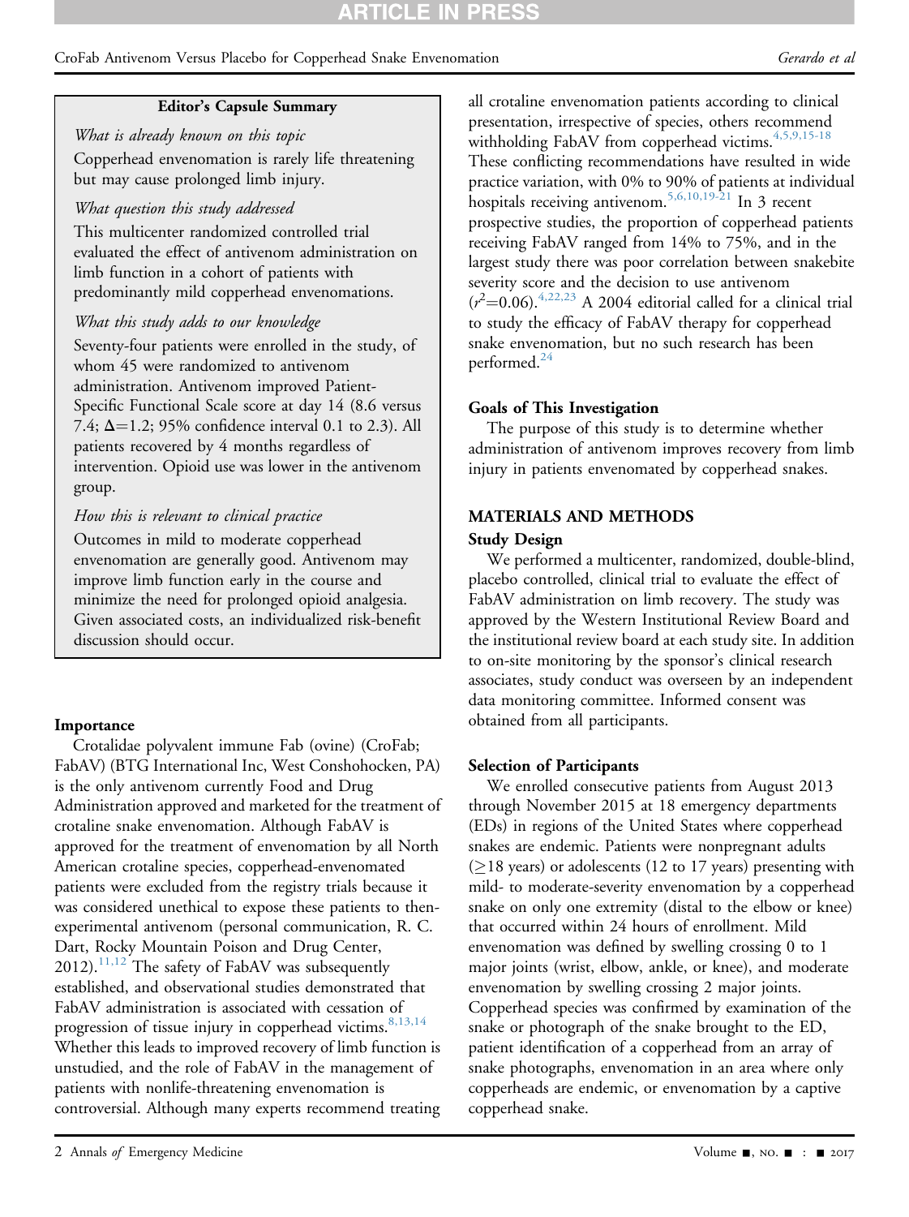**Editor's Capsule Summary**

*What is already known on this topic*

Copperhead envenomation is rarely life threatening but may cause prolonged limb injury.

*What question this study addressed*

This multicenter randomized controlled trial evaluated the effect of antivenom administration on limb function in a cohort of patients with predominantly mild copperhead envenomations.

*What this study adds to our knowledge*

Seventy-four patients were enrolled in the study, of whom 45 were randomized to antivenom administration. Antivenom improved Patient-Specific Functional Scale score at day 14 (8.6 versus 7.4; Δ=1.2; 95% confidence interval 0.1 to 2.3). All patients recovered by 4 months regardless of intervention. Opioid use was lower in the antivenom group.

*How this is relevant to clinical practice*

Outcomes in mild to moderate copperhead envenomation are generally good. Antivenom may improve limb function early in the course and minimize the need for prolonged opioid analgesia. Given associated costs, an individualized risk-benefit discussion should occur.

### Importance

Crotalidae polyvalent immune Fab (ovine) (CroFab; FabAV) (BTG International Inc, West Conshohocken, PA) is the only antivenom currently Food and Drug Administration approved and marketed for the treatment of crotaline snake envenomation. Although FabAV is approved for the treatment of envenomation by all North American crotaline species, copperhead-envenomated patients were excluded from the registry trials because it was considered unethical to expose these patients to then-experimental antivenom (personal communication, R. C. Dart, Rocky Mountain Poison and Drug Center, 2012).[11,12] The safety of FabAV was subsequently established, and observational studies demonstrated that FabAV administration is associated with cessation of progression of tissue injury in copperhead victims.[8,13,14] Whether this leads to improved recovery of limb function is unstudied, and the role of FabAV in the management of patients with nonlife-threatening envenomation is controversial. Although many experts recommend treating all crotaline envenomation patients according to clinical presentation, irrespective of species, others recommend withholding FabAV from copperhead victims.[4,5,9,15-18] These conflicting recommendations have resulted in wide practice variation, with 0% to 90% of patients at individual hospitals receiving antivenom.[5,6,10,19-21] In 3 recent prospective studies, the proportion of copperhead patients receiving FabAV ranged from 14% to 75%, and in the largest study there was poor correlation between snakebite severity score and the decision to use antivenom ($r^2$=0.06).[4,22,23] A 2004 editorial called for a clinical trial to study the efficacy of FabAV therapy for copperhead snake envenomation, but no such research has been performed.[24]

### Goals of This Investigation

The purpose of this study is to determine whether administration of antivenom improves recovery from limb injury in patients envenomated by copperhead snakes.

## MATERIALS AND METHODS

### Study Design

We performed a multicenter, randomized, double-blind, placebo controlled, clinical trial to evaluate the effect of FabAV administration on limb recovery. The study was approved by the Western Institutional Review Board and the institutional review board at each study site. In addition to on-site monitoring by the sponsor's clinical research associates, study conduct was overseen by an independent data monitoring committee. Informed consent was obtained from all participants.

### Selection of Participants

We enrolled consecutive patients from August 2013 through November 2015 at 18 emergency departments (EDs) in regions of the United States where copperhead snakes are endemic. Patients were nonpregnant adults (≥18 years) or adolescents (12 to 17 years) presenting with mild- to moderate-severity envenomation by a copperhead snake on only one extremity (distal to the elbow or knee) that occurred within 24 hours of enrollment. Mild envenomation was defined by swelling crossing 0 to 1 major joints (wrist, elbow, ankle, or knee), and moderate envenomation by swelling crossing 2 major joints. Copperhead species was confirmed by examination of the snake or photograph of the snake brought to the ED, patient identification of a copperhead from an array of snake photographs, envenomation in an area where only copperheads are endemic, or envenomation by a captive copperhead snake.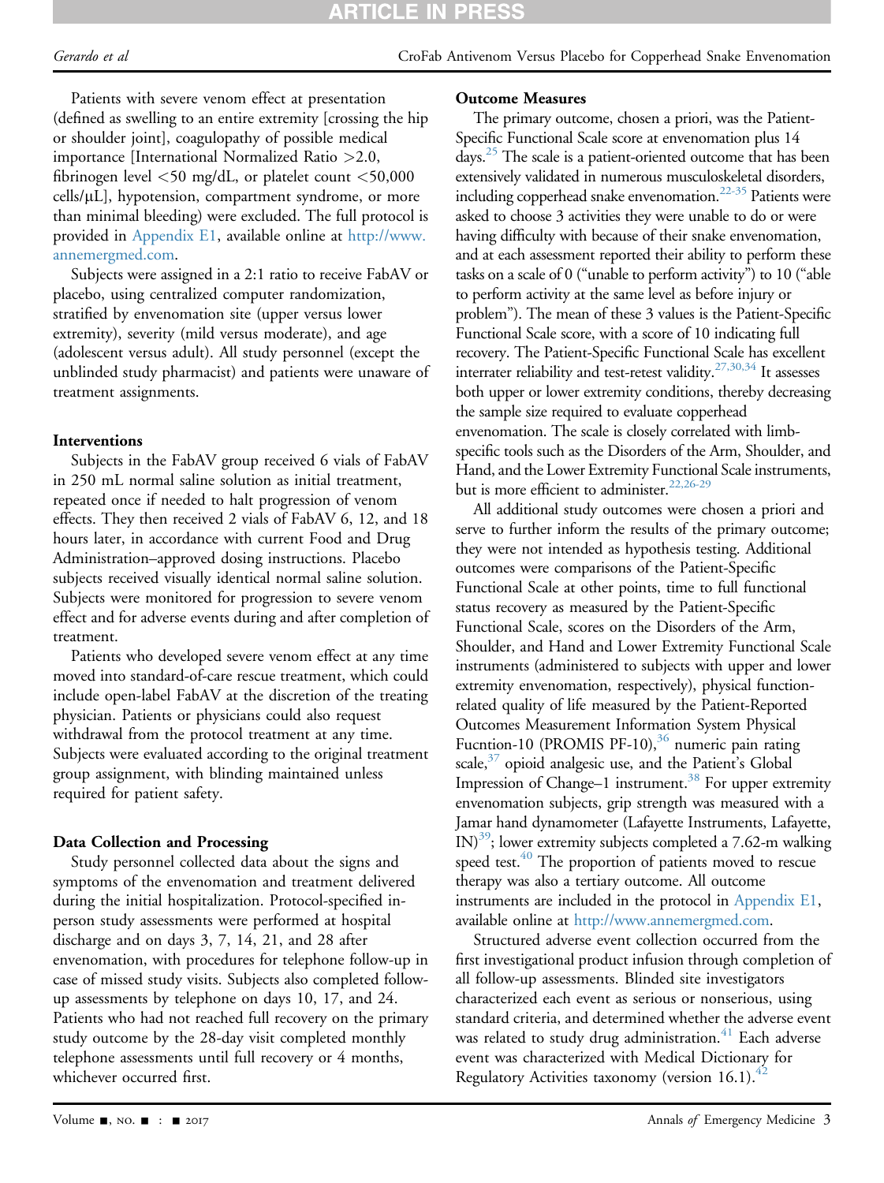Patients with severe venom effect at presentation (defined as swelling to an entire extremity [crossing the hip or shoulder joint], coagulopathy of possible medical importance [International Normalized Ratio >2.0, fibrinogen level <50 mg/dL, or platelet count <50,000 cells/μL], hypotension, compartment syndrome, or more than minimal bleeding) were excluded. The full protocol is provided in Appendix E1, available online at http://www.annemergmed.com.

Subjects were assigned in a 2:1 ratio to receive FabAV or placebo, using centralized computer randomization, stratified by envenomation site (upper versus lower extremity), severity (mild versus moderate), and age (adolescent versus adult). All study personnel (except the unblinded study pharmacist) and patients were unaware of treatment assignments.

### Interventions

Subjects in the FabAV group received 6 vials of FabAV in 250 mL normal saline solution as initial treatment, repeated once if needed to halt progression of venom effects. They then received 2 vials of FabAV 6, 12, and 18 hours later, in accordance with current Food and Drug Administration–approved dosing instructions. Placebo subjects received visually identical normal saline solution. Subjects were monitored for progression to severe venom effect and for adverse events during and after completion of treatment.

Patients who developed severe venom effect at any time moved into standard-of-care rescue treatment, which could include open-label FabAV at the discretion of the treating physician. Patients or physicians could also request withdrawal from the protocol treatment at any time. Subjects were evaluated according to the original treatment group assignment, with blinding maintained unless required for patient safety.

### Data Collection and Processing

Study personnel collected data about the signs and symptoms of the envenomation and treatment delivered during the initial hospitalization. Protocol-specified in-person study assessments were performed at hospital discharge and on days 3, 7, 14, 21, and 28 after envenomation, with procedures for telephone follow-up in case of missed study visits. Subjects also completed follow-up assessments by telephone on days 10, 17, and 24. Patients who had not reached full recovery on the primary study outcome by the 28-day visit completed monthly telephone assessments until full recovery or 4 months, whichever occurred first.

### Outcome Measures

The primary outcome, chosen a priori, was the Patient-Specific Functional Scale score at envenomation plus 14 days.[25] The scale is a patient-oriented outcome that has been extensively validated in numerous musculoskeletal disorders, including copperhead snake envenomation.[22-35] Patients were asked to choose 3 activities they were unable to do or were having difficulty with because of their snake envenomation, and at each assessment reported their ability to perform these tasks on a scale of 0 ("unable to perform activity") to 10 ("able to perform activity at the same level as before injury or problem"). The mean of these 3 values is the Patient-Specific Functional Scale score, with a score of 10 indicating full recovery. The Patient-Specific Functional Scale has excellent interrater reliability and test-retest validity.[27,30,34] It assesses both upper or lower extremity conditions, thereby decreasing the sample size required to evaluate copperhead envenomation. The scale is closely correlated with limb-specific tools such as the Disorders of the Arm, Shoulder, and Hand, and the Lower Extremity Functional Scale instruments, but is more efficient to administer.[22,26-29]

All additional study outcomes were chosen a priori and serve to further inform the results of the primary outcome; they were not intended as hypothesis testing. Additional outcomes were comparisons of the Patient-Specific Functional Scale at other points, time to full functional status recovery as measured by the Patient-Specific Functional Scale, scores on the Disorders of the Arm, Shoulder, and Hand and Lower Extremity Functional Scale instruments (administered to subjects with upper and lower extremity envenomation, respectively), physical function-related quality of life measured by the Patient-Reported Outcomes Measurement Information System Physical Fucntion-10 (PROMIS PF-10),[36] numeric pain rating scale,[37] opioid analgesic use, and the Patient's Global Impression of Change–1 instrument.[38] For upper extremity envenomation subjects, grip strength was measured with a Jamar hand dynamometer (Lafayette Instruments, Lafayette, IN)[39]; lower extremity subjects completed a 7.62-m walking speed test.[40] The proportion of patients moved to rescue therapy was also a tertiary outcome. All outcome instruments are included in the protocol in Appendix E1, available online at http://www.annemergmed.com.

Structured adverse event collection occurred from the first investigational product infusion through completion of all follow-up assessments. Blinded site investigators characterized each event as serious or nonserious, using standard criteria, and determined whether the adverse event was related to study drug administration.[41] Each adverse event was characterized with Medical Dictionary for Regulatory Activities taxonomy (version 16.1).[42]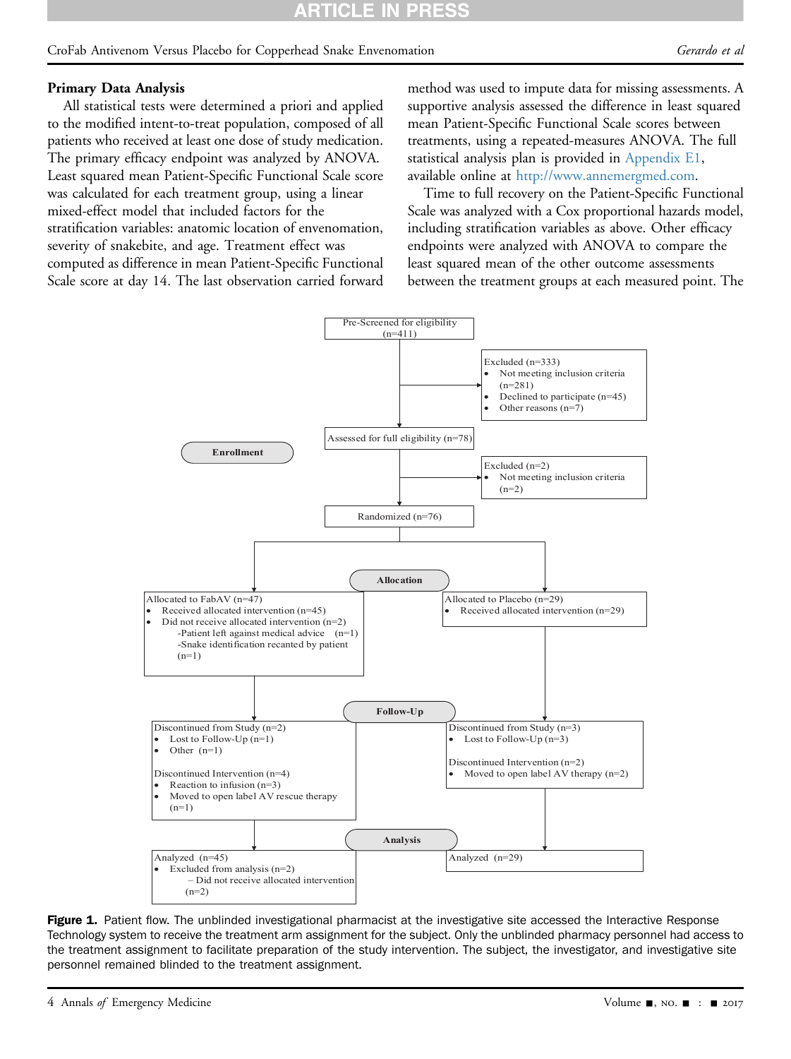### Primary Data Analysis

All statistical tests were determined a priori and applied to the modified intent-to-treat population, composed of all patients who received at least one dose of study medication. The primary efficacy endpoint was analyzed by ANOVA. Least squared mean Patient-Specific Functional Scale score was calculated for each treatment group, using a linear mixed-effect model that included factors for the stratification variables: anatomic location of envenomation, severity of snakebite, and age. Treatment effect was computed as difference in mean Patient-Specific Functional Scale score at day 14. The last observation carried forward method was used to impute data for missing assessments. A supportive analysis assessed the difference in least squared mean Patient-Specific Functional Scale scores between treatments, using a repeated-measures ANOVA. The full statistical analysis plan is provided in Appendix E1, available online at http://www.annemergmed.com.

Time to full recovery on the Patient-Specific Functional Scale was analyzed with a Cox proportional hazards model, including stratification variables as above. Other efficacy endpoints were analyzed with ANOVA to compare the least squared mean of the other outcome assessments between the treatment groups at each measured point. The

**Enrollment**

Pre-Screened for eligibility (n=411)

Excluded (n=333)
- Not meeting inclusion criteria (n=281)
- Declined to participate (n=45)
- Other reasons (n=7)

Assessed for full eligibility (n=78)

Excluded (n=2)
- Not meeting inclusion criteria (n=2)

Randomized (n=76)

**Allocation**

Allocated to FabAV (n=47)
- Received allocated intervention (n=45)
- Did not receive allocated intervention (n=2)
  - -Patient left against medical advice (n=1)
  - -Snake identification recanted by patient (n=1)

Allocated to Placebo (n=29)
- Received allocated intervention (n=29)

**Follow-Up**

FabAV:

Discontinued from Study (n=2)
- Lost to Follow-Up (n=1)
- Other (n=1)

Discontinued Intervention (n=4)
- Reaction to infusion (n=3)
- Moved to open label AV rescue therapy (n=1)

Placebo:

Discontinued from Study (n=3)
- Lost to Follow-Up (n=3)

Discontinued Intervention (n=2)
- Moved to open label AV therapy (n=2)

**Analysis**

Analyzed (n=45)
- Excluded from analysis (n=2)
  - – Did not receive allocated intervention (n=2)

Analyzed (n=29)

**Figure 1.** Patient flow. The unblinded investigational pharmacist at the investigative site accessed the Interactive Response Technology system to receive the treatment arm assignment for the subject. Only the unblinded pharmacy personnel had access to the treatment assignment to facilitate preparation of the study intervention. The subject, the investigator, and investigative site personnel remained blinded to the treatment assignment.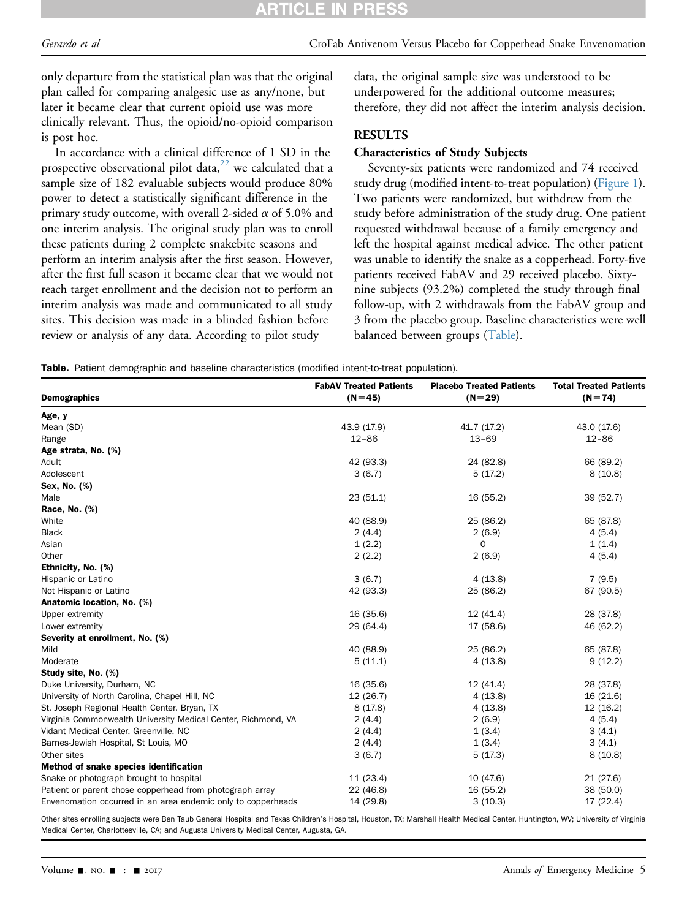only departure from the statistical plan was that the original plan called for comparing analgesic use as any/none, but later it became clear that current opioid use was more clinically relevant. Thus, the opioid/no-opioid comparison is post hoc.

In accordance with a clinical difference of 1 SD in the prospective observational pilot data,[22] we calculated that a sample size of 182 evaluable subjects would produce 80% power to detect a statistically significant difference in the primary study outcome, with overall 2-sided $\alpha$ of 5.0% and one interim analysis. The original study plan was to enroll these patients during 2 complete snakebite seasons and perform an interim analysis after the first season. However, after the first full season it became clear that we would not reach target enrollment and the decision not to perform an interim analysis was made and communicated to all study sites. This decision was made in a blinded fashion before review or analysis of any data. According to pilot study data, the original sample size was understood to be underpowered for the additional outcome measures; therefore, they did not affect the interim analysis decision.

## RESULTS

### Characteristics of Study Subjects

Seventy-six patients were randomized and 74 received study drug (modified intent-to-treat population) (Figure 1). Two patients were randomized, but withdrew from the study before administration of the study drug. One patient requested withdrawal because of a family emergency and left the hospital against medical advice. The other patient was unable to identify the snake as a copperhead. Forty-five patients received FabAV and 29 received placebo. Sixty-nine subjects (93.2%) completed the study through final follow-up, with 2 withdrawals from the FabAV group and 3 from the placebo group. Baseline characteristics were well balanced between groups (Table).

**Table.** Patient demographic and baseline characteristics (modified intent-to-treat population).

| Demographics | FabAV Treated Patients (N=45) | Placebo Treated Patients (N=29) | Total Treated Patients (N=74) |
|---|---|---|---|
| **Age, y** | | | |
| Mean (SD) | 43.9 (17.9) | 41.7 (17.2) | 43.0 (17.6) |
| Range | 12–86 | 13–69 | 12–86 |
| **Age strata, No. (%)** | | | |
| Adult | 42 (93.3) | 24 (82.8) | 66 (89.2) |
| Adolescent | 3 (6.7) | 5 (17.2) | 8 (10.8) |
| **Sex, No. (%)** | | | |
| Male | 23 (51.1) | 16 (55.2) | 39 (52.7) |
| **Race, No. (%)** | | | |
| White | 40 (88.9) | 25 (86.2) | 65 (87.8) |
| Black | 2 (4.4) | 2 (6.9) | 4 (5.4) |
| Asian | 1 (2.2) | 0 | 1 (1.4) |
| Other | 2 (2.2) | 2 (6.9) | 4 (5.4) |
| **Ethnicity, No. (%)** | | | |
| Hispanic or Latino | 3 (6.7) | 4 (13.8) | 7 (9.5) |
| Not Hispanic or Latino | 42 (93.3) | 25 (86.2) | 67 (90.5) |
| **Anatomic location, No. (%)** | | | |
| Upper extremity | 16 (35.6) | 12 (41.4) | 28 (37.8) |
| Lower extremity | 29 (64.4) | 17 (58.6) | 46 (62.2) |
| **Severity at enrollment, No. (%)** | | | |
| Mild | 40 (88.9) | 25 (86.2) | 65 (87.8) |
| Moderate | 5 (11.1) | 4 (13.8) | 9 (12.2) |
| **Study site, No. (%)** | | | |
| Duke University, Durham, NC | 16 (35.6) | 12 (41.4) | 28 (37.8) |
| University of North Carolina, Chapel Hill, NC | 12 (26.7) | 4 (13.8) | 16 (21.6) |
| St. Joseph Regional Health Center, Bryan, TX | 8 (17.8) | 4 (13.8) | 12 (16.2) |
| Virginia Commonwealth University Medical Center, Richmond, VA | 2 (4.4) | 2 (6.9) | 4 (5.4) |
| Vidant Medical Center, Greenville, NC | 2 (4.4) | 1 (3.4) | 3 (4.1) |
| Barnes-Jewish Hospital, St Louis, MO | 2 (4.4) | 1 (3.4) | 3 (4.1) |
| Other sites | 3 (6.7) | 5 (17.3) | 8 (10.8) |
| **Method of snake species identification** | | | |
| Snake or photograph brought to hospital | 11 (23.4) | 10 (47.6) | 21 (27.6) |
| Patient or parent chose copperhead from photograph array | 22 (46.8) | 16 (55.2) | 38 (50.0) |
| Envenomation occurred in an area endemic only to copperheads | 14 (29.8) | 3 (10.3) | 17 (22.4) |

Other sites enrolling subjects were Ben Taub General Hospital and Texas Children's Hospital, Houston, TX; Marshall Health Medical Center, Huntington, WV; University of Virginia Medical Center, Charlottesville, CA; and Augusta University Medical Center, Augusta, GA.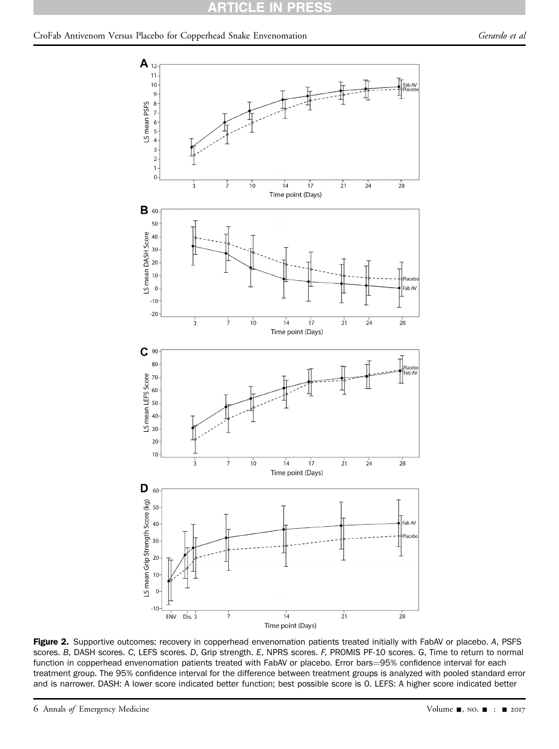**Figure 2.** Supportive outcomes: recovery in copperhead envenomation patients treated initially with FabAV or placebo. *A*, PSFS scores. *B*, DASH scores. *C*, LEFS scores. *D*, Grip strength. *E*, NPRS scores. *F*, PROMIS PF-10 scores. *G*, Time to return to normal function in copperhead envenomation patients treated with FabAV or placebo. Error bars=95% confidence interval for each treatment group. The 95% confidence interval for the difference between treatment groups is analyzed with pooled standard error and is narrower. DASH: A lower score indicated better function; best possible score is 0. LEFS: A higher score indicated better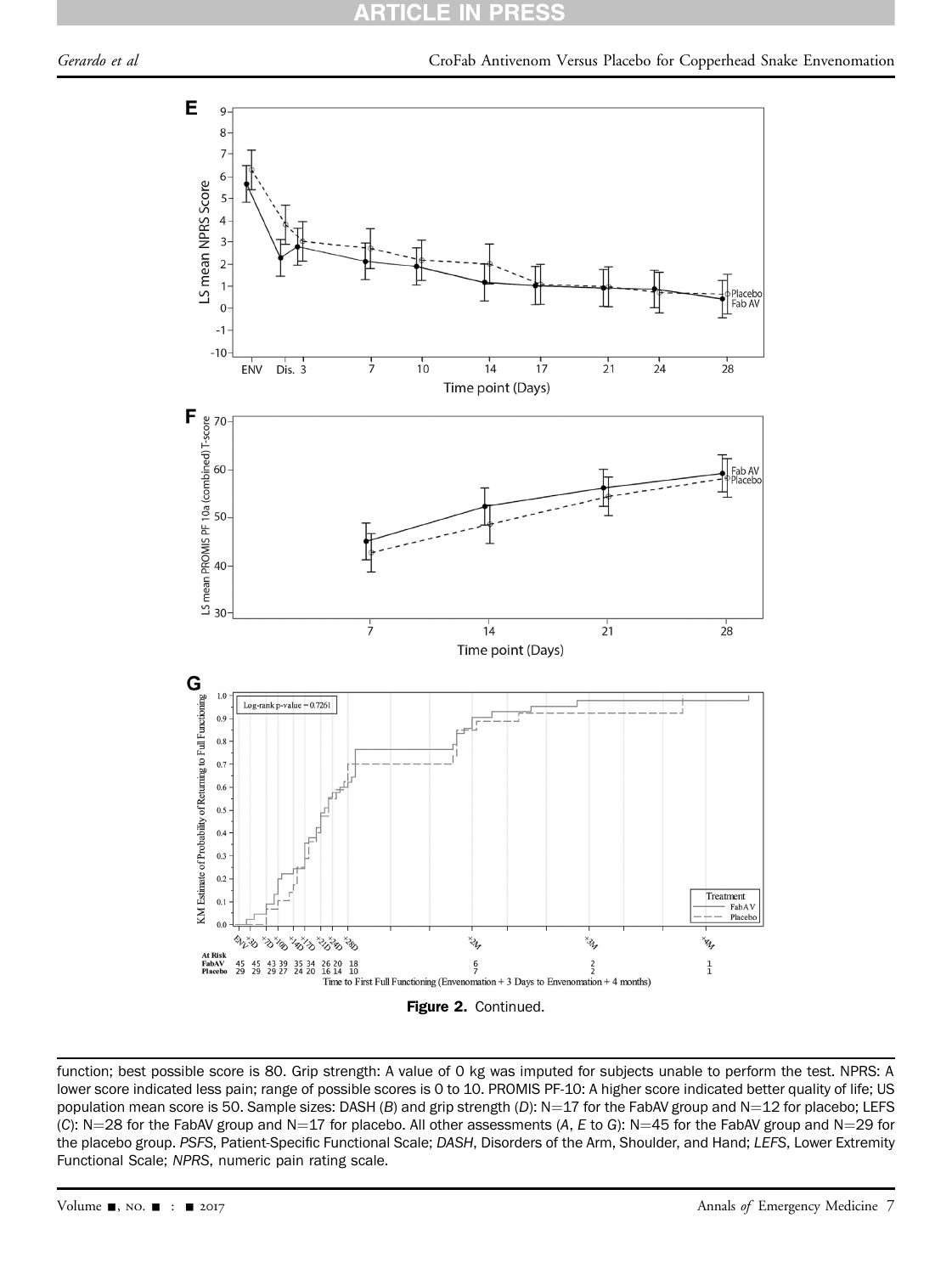**Figure 2.** Continued.

function; best possible score is 80. Grip strength: A value of 0 kg was imputed for subjects unable to perform the test. NPRS: A lower score indicated less pain; range of possible scores is 0 to 10. PROMIS PF-10: A higher score indicated better quality of life; US population mean score is 50. Sample sizes: DASH (*B*) and grip strength (*D*): N=17 for the FabAV group and N=12 for placebo; LEFS (*C*): N=28 for the FabAV group and N=17 for placebo. All other assessments (*A*, *E* to *G*): N=45 for the FabAV group and N=29 for the placebo group. *PSFS*, Patient-Specific Functional Scale; *DASH*, Disorders of the Arm, Shoulder, and Hand; *LEFS*, Lower Extremity Functional Scale; *NPRS*, numeric pain rating scale.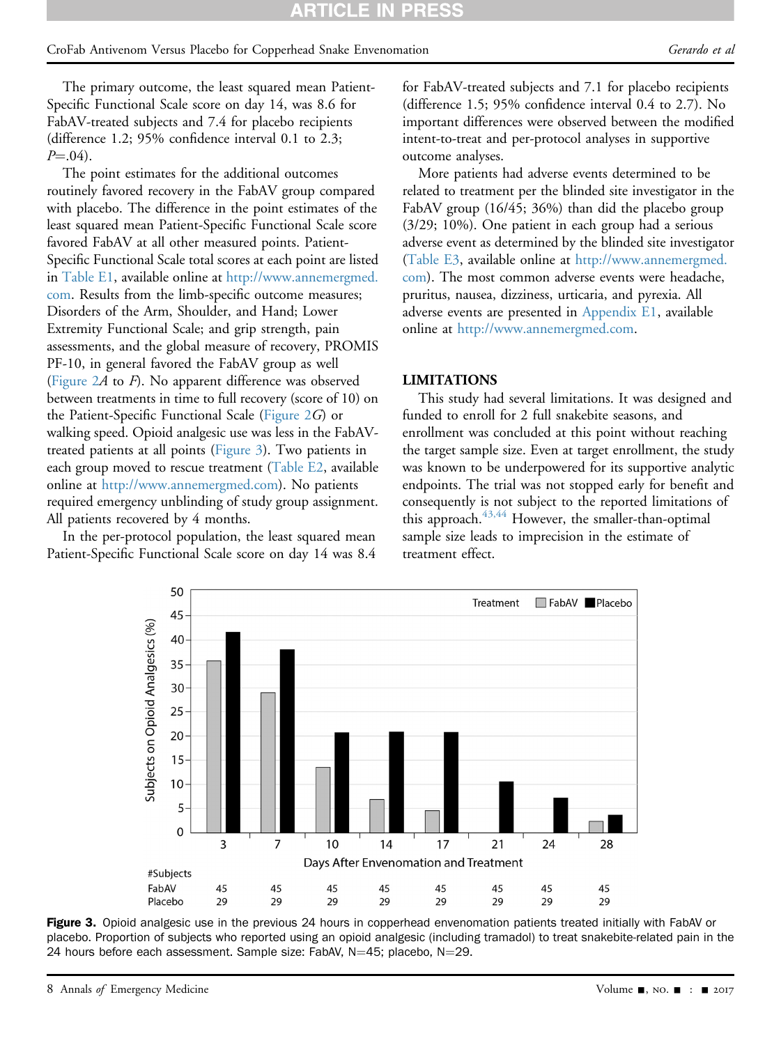The primary outcome, the least squared mean Patient-Specific Functional Scale score on day 14, was 8.6 for FabAV-treated subjects and 7.4 for placebo recipients (difference 1.2; 95% confidence interval 0.1 to 2.3; $P$=.04).

The point estimates for the additional outcomes routinely favored recovery in the FabAV group compared with placebo. The difference in the point estimates of the least squared mean Patient-Specific Functional Scale score favored FabAV at all other measured points. Patient-Specific Functional Scale total scores at each point are listed in Table E1, available online at http://www.annemergmed.com. Results from the limb-specific outcome measures; Disorders of the Arm, Shoulder, and Hand; Lower Extremity Functional Scale; and grip strength, pain assessments, and the global measure of recovery, PROMIS PF-10, in general favored the FabAV group as well (Figure 2*A* to *F*). No apparent difference was observed between treatments in time to full recovery (score of 10) on the Patient-Specific Functional Scale (Figure 2*G*) or walking speed. Opioid analgesic use was less in the FabAV-treated patients at all points (Figure 3). Two patients in each group moved to rescue treatment (Table E2, available online at http://www.annemergmed.com). No patients required emergency unblinding of study group assignment. All patients recovered by 4 months.

In the per-protocol population, the least squared mean Patient-Specific Functional Scale score on day 14 was 8.4 for FabAV-treated subjects and 7.1 for placebo recipients (difference 1.5; 95% confidence interval 0.4 to 2.7). No important differences were observed between the modified intent-to-treat and per-protocol analyses in supportive outcome analyses.

More patients had adverse events determined to be related to treatment per the blinded site investigator in the FabAV group (16/45; 36%) than did the placebo group (3/29; 10%). One patient in each group had a serious adverse event as determined by the blinded site investigator (Table E3, available online at http://www.annemergmed.com). The most common adverse events were headache, pruritus, nausea, dizziness, urticaria, and pyrexia. All adverse events are presented in Appendix E1, available online at http://www.annemergmed.com.

## LIMITATIONS

This study had several limitations. It was designed and funded to enroll for 2 full snakebite seasons, and enrollment was concluded at this point without reaching the target sample size. Even at target enrollment, the study was known to be underpowered for its supportive analytic endpoints. The trial was not stopped early for benefit and consequently is not subject to the reported limitations of this approach.[43,44] However, the smaller-than-optimal sample size leads to imprecision in the estimate of treatment effect.

| #Subjects | 3 | 7 | 10 | 14 | 17 | 21 | 24 | 28 |
|---|---|---|---|---|---|---|---|---|
| FabAV | 45 | 45 | 45 | 45 | 45 | 45 | 45 | 45 |
| Placebo | 29 | 29 | 29 | 29 | 29 | 29 | 29 | 29 |

**Figure 3.** Opioid analgesic use in the previous 24 hours in copperhead envenomation patients treated initially with FabAV or placebo. Proportion of subjects who reported using an opioid analgesic (including tramadol) to treat snakebite-related pain in the 24 hours before each assessment. Sample size: FabAV, N=45; placebo, N=29.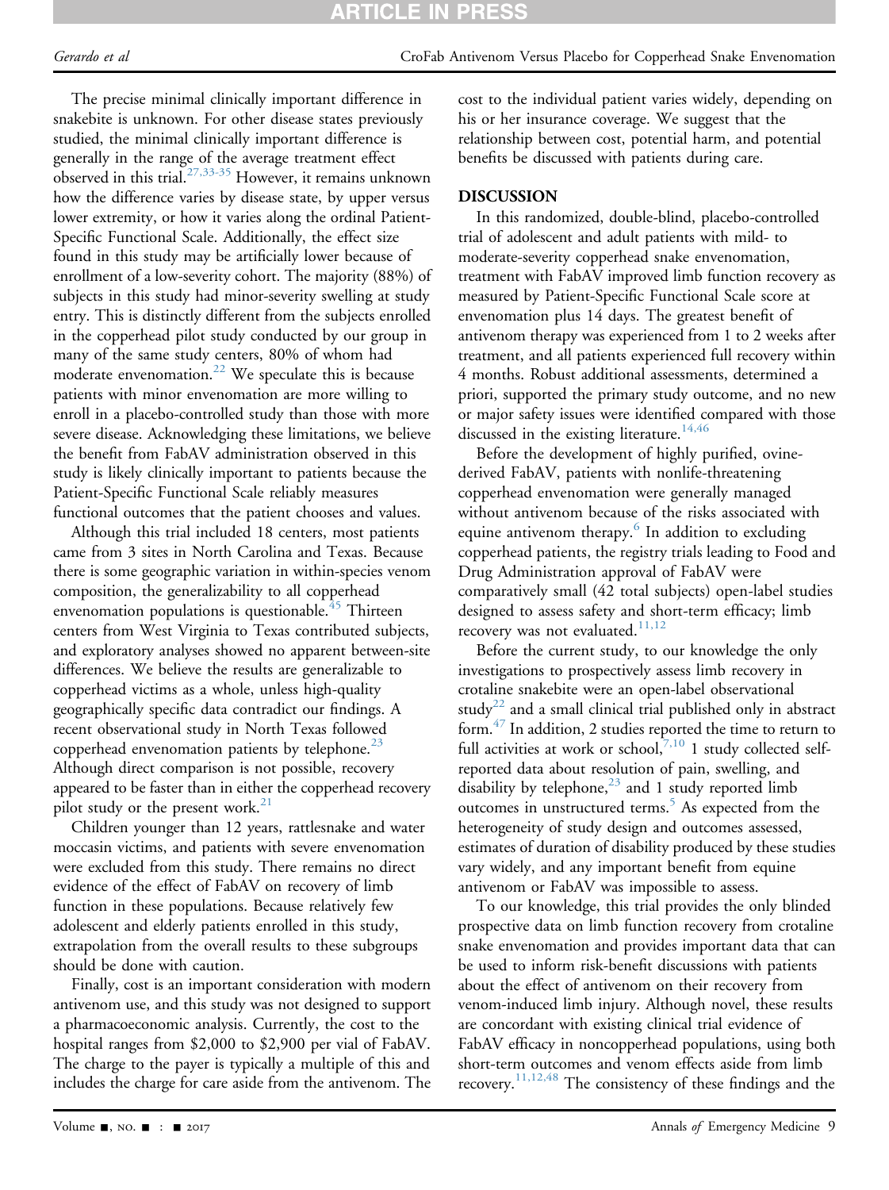The precise minimal clinically important difference in snakebite is unknown. For other disease states previously studied, the minimal clinically important difference is generally in the range of the average treatment effect observed in this trial.[27,33-35] However, it remains unknown how the difference varies by disease state, by upper versus lower extremity, or how it varies along the ordinal Patient-Specific Functional Scale. Additionally, the effect size found in this study may be artificially lower because of enrollment of a low-severity cohort. The majority (88%) of subjects in this study had minor-severity swelling at study entry. This is distinctly different from the subjects enrolled in the copperhead pilot study conducted by our group in many of the same study centers, 80% of whom had moderate envenomation.[22] We speculate this is because patients with minor envenomation are more willing to enroll in a placebo-controlled study than those with more severe disease. Acknowledging these limitations, we believe the benefit from FabAV administration observed in this study is likely clinically important to patients because the Patient-Specific Functional Scale reliably measures functional outcomes that the patient chooses and values.

Although this trial included 18 centers, most patients came from 3 sites in North Carolina and Texas. Because there is some geographic variation in within-species venom composition, the generalizability to all copperhead envenomation populations is questionable.[45] Thirteen centers from West Virginia to Texas contributed subjects, and exploratory analyses showed no apparent between-site differences. We believe the results are generalizable to copperhead victims as a whole, unless high-quality geographically specific data contradict our findings. A recent observational study in North Texas followed copperhead envenomation patients by telephone.[23] Although direct comparison is not possible, recovery appeared to be faster than in either the copperhead recovery pilot study or the present work.[21]

Children younger than 12 years, rattlesnake and water moccasin victims, and patients with severe envenomation were excluded from this study. There remains no direct evidence of the effect of FabAV on recovery of limb function in these populations. Because relatively few adolescent and elderly patients enrolled in this study, extrapolation from the overall results to these subgroups should be done with caution.

Finally, cost is an important consideration with modern antivenom use, and this study was not designed to support a pharmacoeconomic analysis. Currently, the cost to the hospital ranges from $2,000 to $2,900 per vial of FabAV. The charge to the payer is typically a multiple of this and includes the charge for care aside from the antivenom. The cost to the individual patient varies widely, depending on his or her insurance coverage. We suggest that the relationship between cost, potential harm, and potential benefits be discussed with patients during care.

## DISCUSSION

In this randomized, double-blind, placebo-controlled trial of adolescent and adult patients with mild- to moderate-severity copperhead snake envenomation, treatment with FabAV improved limb function recovery as measured by Patient-Specific Functional Scale score at envenomation plus 14 days. The greatest benefit of antivenom therapy was experienced from 1 to 2 weeks after treatment, and all patients experienced full recovery within 4 months. Robust additional assessments, determined a priori, supported the primary study outcome, and no new or major safety issues were identified compared with those discussed in the existing literature.[14,46]

Before the development of highly purified, ovine-derived FabAV, patients with nonlife-threatening copperhead envenomation were generally managed without antivenom because of the risks associated with equine antivenom therapy.[6] In addition to excluding copperhead patients, the registry trials leading to Food and Drug Administration approval of FabAV were comparatively small (42 total subjects) open-label studies designed to assess safety and short-term efficacy; limb recovery was not evaluated.[11,12]

Before the current study, to our knowledge the only investigations to prospectively assess limb recovery in crotaline snakebite were an open-label observational study[22] and a small clinical trial published only in abstract form.[47] In addition, 2 studies reported the time to return to full activities at work or school,[7,10] 1 study collected self-reported data about resolution of pain, swelling, and disability by telephone,[23] and 1 study reported limb outcomes in unstructured terms.[5] As expected from the heterogeneity of study design and outcomes assessed, estimates of duration of disability produced by these studies vary widely, and any important benefit from equine antivenom or FabAV was impossible to assess.

To our knowledge, this trial provides the only blinded prospective data on limb function recovery from crotaline snake envenomation and provides important data that can be used to inform risk-benefit discussions with patients about the effect of antivenom on their recovery from venom-induced limb injury. Although novel, these results are concordant with existing clinical trial evidence of FabAV efficacy in noncopperhead populations, using both short-term outcomes and venom effects aside from limb recovery.[11,12,48] The consistency of these findings and the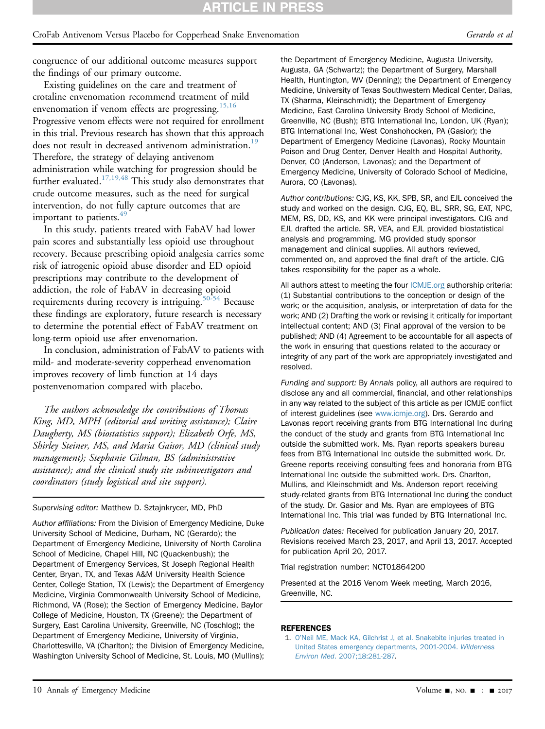congruence of our additional outcome measures support the findings of our primary outcome.

Existing guidelines on the care and treatment of crotaline envenomation recommend treatment of mild envenomation if venom effects are progressing.[15,16] Progressive venom effects were not required for enrollment in this trial. Previous research has shown that this approach does not result in decreased antivenom administration.[19] Therefore, the strategy of delaying antivenom administration while watching for progression should be further evaluated.[17,19,48] This study also demonstrates that crude outcome measures, such as the need for surgical intervention, do not fully capture outcomes that are important to patients.[49]

In this study, patients treated with FabAV had lower pain scores and substantially less opioid use throughout recovery. Because prescribing opioid analgesia carries some risk of iatrogenic opioid abuse disorder and ED opioid prescriptions may contribute to the development of addiction, the role of FabAV in decreasing opioid requirements during recovery is intriguing.[50-54] Because these findings are exploratory, future research is necessary to determine the potential effect of FabAV treatment on long-term opioid use after envenomation.

In conclusion, administration of FabAV to patients with mild- and moderate-severity copperhead envenomation improves recovery of limb function at 14 days postenvenomation compared with placebo.

*The authors acknowledge the contributions of Thomas King, MD, MPH (editorial and writing assistance); Claire Daugherty, MS (biostatistics support); Elizabeth Orfe, MS, Shirley Steiner, MS, and Maria Gaisor, MD (clinical study management); Stephanie Gilman, BS (administrative assistance); and the clinical study site subinvestigators and coordinators (study logistical and site support).*

*Supervising editor:* Matthew D. Sztajnkrycer, MD, PhD

*Author affiliations:* From the Division of Emergency Medicine, Duke University School of Medicine, Durham, NC (Gerardo); the Department of Emergency Medicine, University of North Carolina School of Medicine, Chapel Hill, NC (Quackenbush); the Department of Emergency Services, St Joseph Regional Health Center, Bryan, TX, and Texas A&M University Health Science Center, College Station, TX (Lewis); the Department of Emergency Medicine, Virginia Commonwealth University School of Medicine, Richmond, VA (Rose); the Section of Emergency Medicine, Baylor College of Medicine, Houston, TX (Greene); the Department of Surgery, East Carolina University, Greenville, NC (Toschlog); the Department of Emergency Medicine, University of Virginia, Charlottesville, VA (Charlton); the Division of Emergency Medicine, Washington University School of Medicine, St. Louis, MO (Mullins); the Department of Emergency Medicine, Augusta University, Augusta, GA (Schwartz); the Department of Surgery, Marshall Health, Huntington, WV (Denning); the Department of Emergency Medicine, University of Texas Southwestern Medical Center, Dallas, TX (Sharma, Kleinschmidt); the Department of Emergency Medicine, East Carolina University Brody School of Medicine, Greenville, NC (Bush); BTG International Inc, London, UK (Ryan); BTG International Inc, West Conshohocken, PA (Gasior); the Department of Emergency Medicine (Lavonas), Rocky Mountain Poison and Drug Center, Denver Health and Hospital Authority, Denver, CO (Anderson, Lavonas); and the Department of Emergency Medicine, University of Colorado School of Medicine, Aurora, CO (Lavonas).

*Author contributions:* CJG, KS, KK, SPB, SR, and EJL conceived the study and worked on the design. CJG, EQ, BL, SRR, SG, EAT, NPC, MEM, RS, DD, KS, and KK were principal investigators. CJG and EJL drafted the article. SR, VEA, and EJL provided biostatistical analysis and programming. MG provided study sponsor management and clinical supplies. All authors reviewed, commented on, and approved the final draft of the article. CJG takes responsibility for the paper as a whole.

All authors attest to meeting the four ICMJE.org authorship criteria: (1) Substantial contributions to the conception or design of the work; or the acquisition, analysis, or interpretation of data for the work; AND (2) Drafting the work or revising it critically for important intellectual content; AND (3) Final approval of the version to be published; AND (4) Agreement to be accountable for all aspects of the work in ensuring that questions related to the accuracy or integrity of any part of the work are appropriately investigated and resolved.

*Funding and support:* By *Annals* policy, all authors are required to disclose any and all commercial, financial, and other relationships in any way related to the subject of this article as per ICMJE conflict of interest guidelines (see www.icmje.org). Drs. Gerardo and Lavonas report receiving grants from BTG International Inc during the conduct of the study and grants from BTG International Inc outside the submitted work. Ms. Ryan reports speakers bureau fees from BTG International Inc outside the submitted work. Dr. Greene reports receiving consulting fees and honoraria from BTG International Inc outside the submitted work. Drs. Charlton, Mullins, and Kleinschmidt and Ms. Anderson report receiving study-related grants from BTG International Inc during the conduct of the study. Dr. Gasior and Ms. Ryan are employees of BTG International Inc. This trial was funded by BTG International Inc.

*Publication dates:* Received for publication January 20, 2017. Revisions received March 23, 2017, and April 13, 2017. Accepted for publication April 20, 2017.

Trial registration number: NCT01864200

Presented at the 2016 Venom Week meeting, March 2016, Greenville, NC.

## REFERENCES

1. O'Neil ME, Mack KA, Gilchrist J, et al. Snakebite injuries treated in United States emergency departments, 2001-2004. *Wilderness Environ Med*. 2007;18:281-287.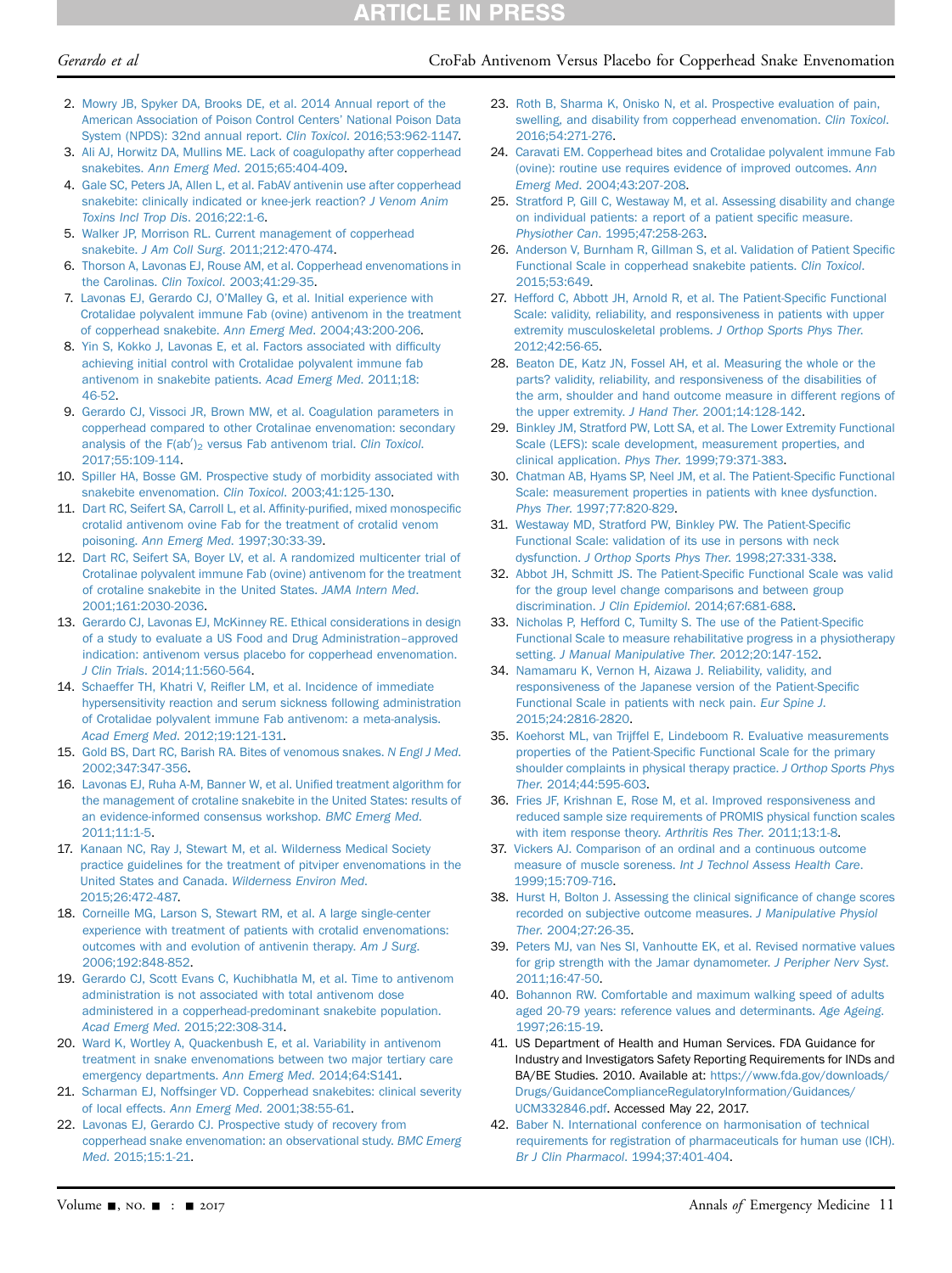2. Mowry JB, Spyker DA, Brooks DE, et al. 2014 Annual report of the American Association of Poison Control Centers' National Poison Data System (NPDS): 32nd annual report. *Clin Toxicol*. 2016;53:962-1147.
3. Ali AJ, Horwitz DA, Mullins ME. Lack of coagulopathy after copperhead snakebites. *Ann Emerg Med*. 2015;65:404-409.
4. Gale SC, Peters JA, Allen L, et al. FabAV antivenin use after copperhead snakebite: clinically indicated or knee-jerk reaction? *J Venom Anim Toxins Incl Trop Dis*. 2016;22:1-6.
5. Walker JP, Morrison RL. Current management of copperhead snakebite. *J Am Coll Surg*. 2011;212:470-474.
6. Thorson A, Lavonas EJ, Rouse AM, et al. Copperhead envenomations in the Carolinas. *Clin Toxicol*. 2003;41:29-35.
7. Lavonas EJ, Gerardo CJ, O'Malley G, et al. Initial experience with Crotalidae polyvalent immune Fab (ovine) antivenom in the treatment of copperhead snakebite. *Ann Emerg Med*. 2004;43:200-206.
8. Yin S, Kokko J, Lavonas E, et al. Factors associated with difficulty achieving initial control with Crotalidae polyvalent immune fab antivenom in snakebite patients. *Acad Emerg Med*. 2011;18:46-52.
9. Gerardo CJ, Vissoci JR, Brown MW, et al. Coagulation parameters in copperhead compared to other Crotalinae envenomation: secondary analysis of the F(ab')$_2$ versus Fab antivenom trial. *Clin Toxicol*. 2017;55:109-114.
10. Spiller HA, Bosse GM. Prospective study of morbidity associated with snakebite envenomation. *Clin Toxicol*. 2003;41:125-130.
11. Dart RC, Seifert SA, Carroll L, et al. Affinity-purified, mixed monospecific crotalid antivenom ovine Fab for the treatment of crotalid venom poisoning. *Ann Emerg Med*. 1997;30:33-39.
12. Dart RC, Seifert SA, Boyer LV, et al. A randomized multicenter trial of Crotalinae polyvalent immune Fab (ovine) antivenom for the treatment of crotaline snakebite in the United States. *JAMA Intern Med*. 2001;161:2030-2036.
13. Gerardo CJ, Lavonas EJ, McKinney RE. Ethical considerations in design of a study to evaluate a US Food and Drug Administration–approved indication: antivenom versus placebo for copperhead envenomation. *J Clin Trials*. 2014;11:560-564.
14. Schaeffer TH, Khatri V, Reifler LM, et al. Incidence of immediate hypersensitivity reaction and serum sickness following administration of Crotalidae polyvalent immune Fab antivenom: a meta-analysis. *Acad Emerg Med*. 2012;19:121-131.
15. Gold BS, Dart RC, Barish RA. Bites of venomous snakes. *N Engl J Med*. 2002;347:347-356.
16. Lavonas EJ, Ruha A-M, Banner W, et al. Unified treatment algorithm for the management of crotaline snakebite in the United States: results of an evidence-informed consensus workshop. *BMC Emerg Med*. 2011;11:1-5.
17. Kanaan NC, Ray J, Stewart M, et al. Wilderness Medical Society practice guidelines for the treatment of pitviper envenomations in the United States and Canada. *Wilderness Environ Med*. 2015;26:472-487.
18. Corneille MG, Larson S, Stewart RM, et al. A large single-center experience with treatment of patients with crotalid envenomations: outcomes with and evolution of antivenin therapy. *Am J Surg*. 2006;192:848-852.
19. Gerardo CJ, Scott Evans C, Kuchibhatla M, et al. Time to antivenom administration is not associated with total antivenom dose administered in a copperhead-predominant snakebite population. *Acad Emerg Med*. 2015;22:308-314.
20. Ward K, Wortley A, Quackenbush E, et al. Variability in antivenom treatment in snake envenomations between two major tertiary care emergency departments. *Ann Emerg Med*. 2014;64:S141.
21. Scharman EJ, Noffsinger VD. Copperhead snakebites: clinical severity of local effects. *Ann Emerg Med*. 2001;38:55-61.
22. Lavonas EJ, Gerardo CJ. Prospective study of recovery from copperhead snake envenomation: an observational study. *BMC Emerg Med*. 2015;15:1-21.
23. Roth B, Sharma K, Onisko N, et al. Prospective evaluation of pain, swelling, and disability from copperhead envenomation. *Clin Toxicol*. 2016;54:271-276.
24. Caravati EM. Copperhead bites and Crotalidae polyvalent immune Fab (ovine): routine use requires evidence of improved outcomes. *Ann Emerg Med*. 2004;43:207-208.
25. Stratford P, Gill C, Westaway M, et al. Assessing disability and change on individual patients: a report of a patient specific measure. *Physiother Can*. 1995;47:258-263.
26. Anderson V, Burnham R, Gillman S, et al. Validation of Patient Specific Functional Scale in copperhead snakebite patients. *Clin Toxicol*. 2015;53:649.
27. Hefford C, Abbott JH, Arnold R, et al. The Patient-Specific Functional Scale: validity, reliability, and responsiveness in patients with upper extremity musculoskeletal problems. *J Orthop Sports Phys Ther*. 2012;42:56-65.
28. Beaton DE, Katz JN, Fossel AH, et al. Measuring the whole or the parts? validity, reliability, and responsiveness of the disabilities of the arm, shoulder and hand outcome measure in different regions of the upper extremity. *J Hand Ther*. 2001;14:128-142.
29. Binkley JM, Stratford PW, Lott SA, et al. The Lower Extremity Functional Scale (LEFS): scale development, measurement properties, and clinical application. *Phys Ther*. 1999;79:371-383.
30. Chatman AB, Hyams SP, Neel JM, et al. The Patient-Specific Functional Scale: measurement properties in patients with knee dysfunction. *Phys Ther*. 1997;77:820-829.
31. Westaway MD, Stratford PW, Binkley PW. The Patient-Specific Functional Scale: validation of its use in persons with neck dysfunction. *J Orthop Sports Phys Ther*. 1998;27:331-338.
32. Abbot JH, Schmitt JS. The Patient-Specific Functional Scale was valid for the group level change comparisons and between group discrimination. *J Clin Epidemiol*. 2014;67:681-688.
33. Nicholas P, Hefford C, Tumilty S. The use of the Patient-Specific Functional Scale to measure rehabilitative progress in a physiotherapy setting. *J Manual Manipulative Ther*. 2012;20:147-152.
34. Namamaru K, Vernon H, Aizawa J. Reliability, validity, and responsiveness of the Japanese version of the Patient-Specific Functional Scale in patients with neck pain. *Eur Spine J*. 2015;24:2816-2820.
35. Koehorst ML, van Trijffel E, Lindeboom R. Evaluative measurements properties of the Patient-Specific Functional Scale for the primary shoulder complaints in physical therapy practice. *J Orthop Sports Phys Ther*. 2014;44:595-603.
36. Fries JF, Krishnan E, Rose M, et al. Improved responsiveness and reduced sample size requirements of PROMIS physical function scales with item response theory. *Arthritis Res Ther*. 2011;13:1-8.
37. Vickers AJ. Comparison of an ordinal and a continuous outcome measure of muscle soreness. *Int J Technol Assess Health Care*. 1999;15:709-716.
38. Hurst H, Bolton J. Assessing the clinical significance of change scores recorded on subjective outcome measures. *J Manipulative Physiol Ther*. 2004;27:26-35.
39. Peters MJ, van Nes SI, Vanhoutte EK, et al. Revised normative values for grip strength with the Jamar dynamometer. *J Peripher Nerv Syst*. 2011;16:47-50.
40. Bohannon RW. Comfortable and maximum walking speed of adults aged 20-79 years: reference values and determinants. *Age Ageing*. 1997;26:15-19.
41. US Department of Health and Human Services. FDA Guidance for Industry and Investigators Safety Reporting Requirements for INDs and BA/BE Studies. 2010. Available at: https://www.fda.gov/downloads/Drugs/GuidanceComplianceRegulatoryInformation/Guidances/UCM332846.pdf. Accessed May 22, 2017.
42. Baber N. International conference on harmonisation of technical requirements for registration of pharmaceuticals for human use (ICH). *Br J Clin Pharmacol*. 1994;37:401-404.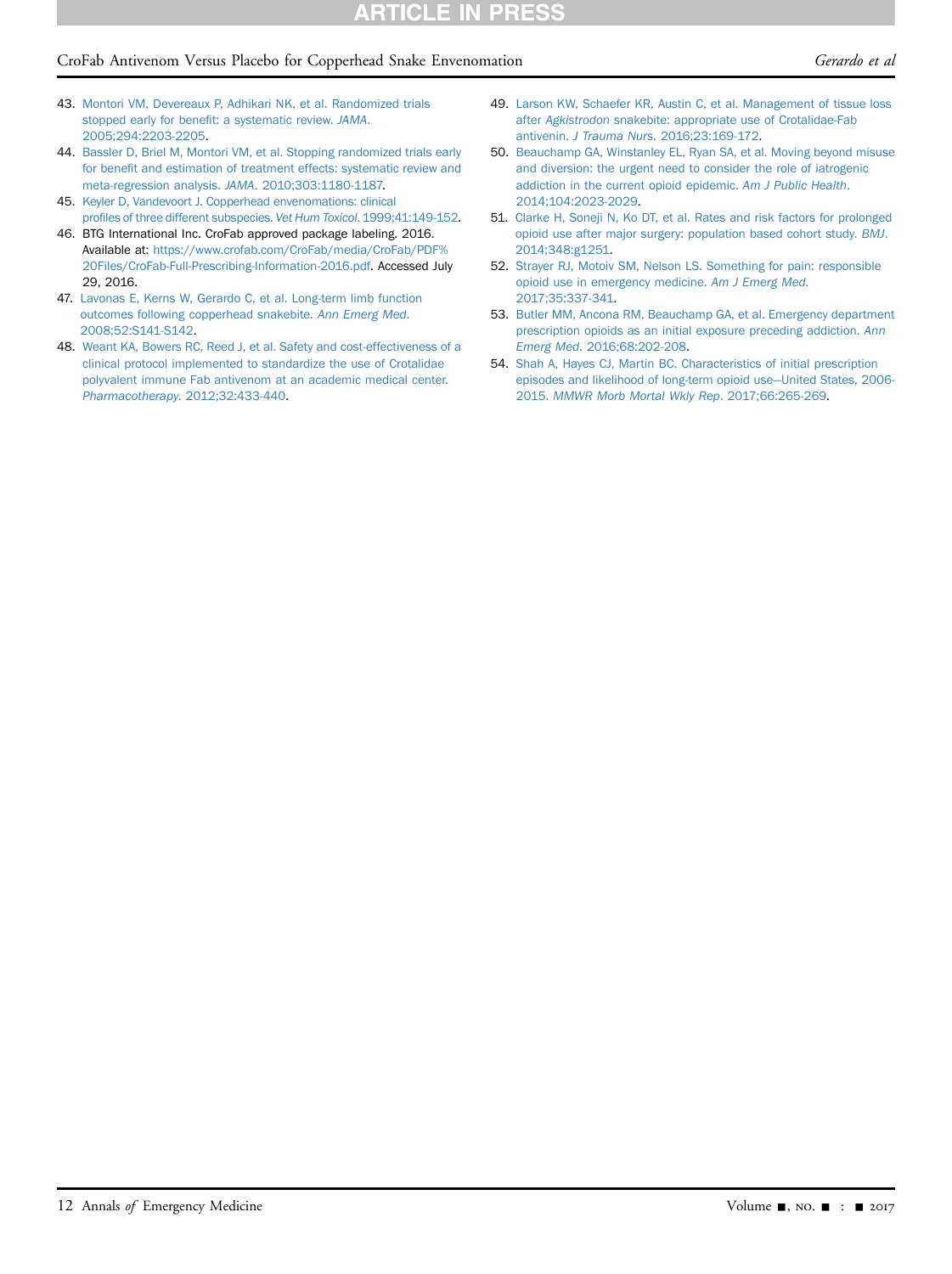43. Montori VM, Devereaux P, Adhikari NK, et al. Randomized trials stopped early for benefit: a systematic review. *JAMA*. 2005;294:2203-2205.
44. Bassler D, Briel M, Montori VM, et al. Stopping randomized trials early for benefit and estimation of treatment effects: systematic review and meta-regression analysis. *JAMA*. 2010;303:1180-1187.
45. Keyler D, Vandevoort J. Copperhead envenomations: clinical profiles of three different subspecies. *Vet Hum Toxicol*. 1999;41:149-152.
46. BTG International Inc. CroFab approved package labeling. 2016. Available at: https://www.crofab.com/CroFab/media/CroFab/PDF%20Files/CroFab-Full-Prescribing-Information-2016.pdf. Accessed July 29, 2016.
47. Lavonas E, Kerns W, Gerardo C, et al. Long-term limb function outcomes following copperhead snakebite. *Ann Emerg Med*. 2008;52:S141-S142.
48. Weant KA, Bowers RC, Reed J, et al. Safety and cost-effectiveness of a clinical protocol implemented to standardize the use of Crotalidae polyvalent immune Fab antivenom at an academic medical center. *Pharmacotherapy*. 2012;32:433-440.
49. Larson KW, Schaefer KR, Austin C, et al. Management of tissue loss after *Agkistrodon* snakebite: appropriate use of Crotalidae-Fab antivenin. *J Trauma Nurs*. 2016;23:169-172.
50. Beauchamp GA, Winstanley EL, Ryan SA, et al. Moving beyond misuse and diversion: the urgent need to consider the role of iatrogenic addiction in the current opioid epidemic. *Am J Public Health*. 2014;104:2023-2029.
51. Clarke H, Soneji N, Ko DT, et al. Rates and risk factors for prolonged opioid use after major surgery: population based cohort study. *BMJ*. 2014;348:g1251.
52. Strayer RJ, Motoiv SM, Nelson LS. Something for pain: responsible opioid use in emergency medicine. *Am J Emerg Med*. 2017;35:337-341.
53. Butler MM, Ancona RM, Beauchamp GA, et al. Emergency department prescription opioids as an initial exposure preceding addiction. *Ann Emerg Med*. 2016;68:202-208.
54. Shah A, Hayes CJ, Martin BC. Characteristics of initial prescription episodes and likelihood of long-term opioid use—United States, 2006-2015. *MMWR Morb Mortal Wkly Rep*. 2017;66:265-269.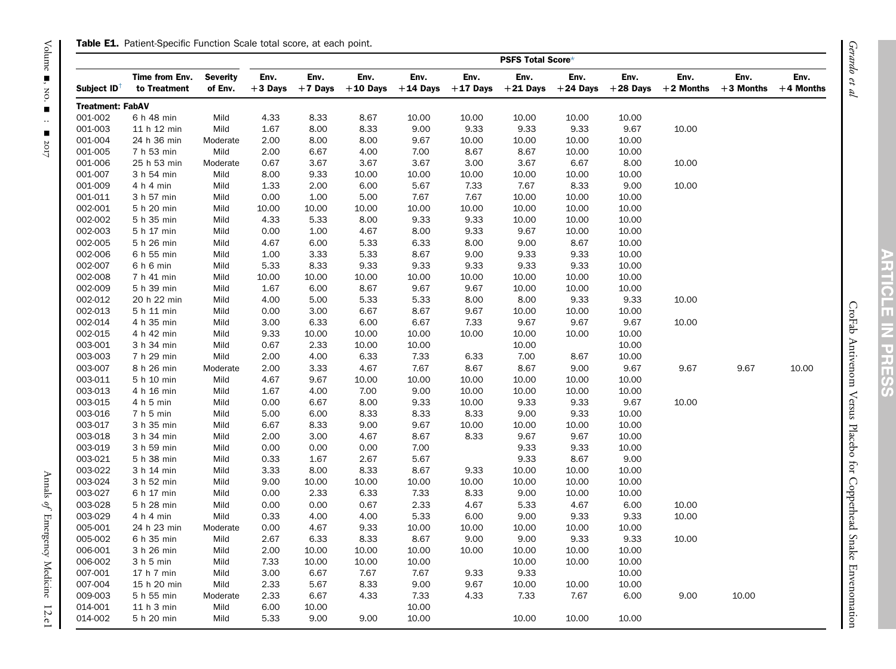**Table E1.** Patient-Specific Function Scale total score, at each point.

| Subject ID[†] | Time from Env. to Treatment | Severity of Env. | PSFS Total Score* | | | | | | | | | | |
|---|---|---|---|---|---|---|---|---|---|---|---|---|---|
| | | | Env. +3 Days | Env. +7 Days | Env. +10 Days | Env. +14 Days | Env. +17 Days | Env. +21 Days | Env. +24 Days | Env. +28 Days | Env. +2 Months | Env. +3 Months | Env. +4 Months |
| **Treatment: FabAV** | | | | | | | | | | | | | |
| 001-002 | 6 h 48 min | Mild | 4.33 | 8.33 | 8.67 | 10.00 | 10.00 | 10.00 | 10.00 | 10.00 | | | |
| 001-003 | 11 h 12 min | Mild | 1.67 | 8.00 | 8.33 | 9.00 | 9.33 | 9.33 | 9.33 | 9.67 | 10.00 | | |
| 001-004 | 24 h 36 min | Moderate | 2.00 | 8.00 | 8.00 | 9.67 | 10.00 | 10.00 | 10.00 | 10.00 | | | |
| 001-005 | 7 h 53 min | Mild | 2.00 | 6.67 | 4.00 | 7.00 | 8.67 | 8.67 | 10.00 | 10.00 | | | |
| 001-006 | 25 h 53 min | Moderate | 0.67 | 3.67 | 3.67 | 3.67 | 3.00 | 3.67 | 6.67 | 8.00 | 10.00 | | |
| 001-007 | 3 h 54 min | Mild | 8.00 | 9.33 | 10.00 | 10.00 | 10.00 | 10.00 | 10.00 | 10.00 | | | |
| 001-009 | 4 h 4 min | Mild | 1.33 | 2.00 | 6.00 | 5.67 | 7.33 | 7.67 | 8.33 | 9.00 | 10.00 | | |
| 001-011 | 3 h 57 min | Mild | 0.00 | 1.00 | 5.00 | 7.67 | 7.67 | 10.00 | 10.00 | 10.00 | | | |
| 002-001 | 5 h 20 min | Mild | 10.00 | 10.00 | 10.00 | 10.00 | 10.00 | 10.00 | 10.00 | 10.00 | | | |
| 002-002 | 5 h 35 min | Mild | 4.33 | 5.33 | 8.00 | 9.33 | 9.33 | 10.00 | 10.00 | 10.00 | | | |
| 002-003 | 5 h 17 min | Mild | 0.00 | 1.00 | 4.67 | 8.00 | 9.33 | 9.67 | 10.00 | 10.00 | | | |
| 002-005 | 5 h 26 min | Mild | 4.67 | 6.00 | 5.33 | 6.33 | 8.00 | 9.00 | 8.67 | 10.00 | | | |
| 002-006 | 6 h 55 min | Mild | 1.00 | 3.33 | 5.33 | 8.67 | 9.00 | 9.33 | 9.33 | 10.00 | | | |
| 002-007 | 6 h 6 min | Mild | 5.33 | 8.33 | 9.33 | 9.33 | 9.33 | 9.33 | 9.33 | 10.00 | | | |
| 002-008 | 7 h 41 min | Mild | 10.00 | 10.00 | 10.00 | 10.00 | 10.00 | 10.00 | 10.00 | 10.00 | | | |
| 002-009 | 5 h 39 min | Mild | 1.67 | 6.00 | 8.67 | 9.67 | 9.67 | 10.00 | 10.00 | 10.00 | | | |
| 002-012 | 20 h 22 min | Mild | 4.00 | 5.00 | 5.33 | 5.33 | 8.00 | 8.00 | 9.33 | 9.33 | 10.00 | | |
| 002-013 | 5 h 11 min | Mild | 0.00 | 3.00 | 6.67 | 8.67 | 9.67 | 10.00 | 10.00 | 10.00 | | | |
| 002-014 | 4 h 35 min | Mild | 3.00 | 6.33 | 6.00 | 6.67 | 7.33 | 9.67 | 9.67 | 9.67 | 10.00 | | |
| 002-015 | 4 h 42 min | Mild | 9.33 | 10.00 | 10.00 | 10.00 | 10.00 | 10.00 | 10.00 | 10.00 | | | |
| 003-001 | 3 h 34 min | Mild | 0.67 | 2.33 | 10.00 | 10.00 | | 10.00 | | 10.00 | | | |
| 003-003 | 7 h 29 min | Mild | 2.00 | 4.00 | 6.33 | 7.33 | 6.33 | 7.00 | 8.67 | 10.00 | | | |
| 003-007 | 8 h 26 min | Moderate | 2.00 | 3.33 | 4.67 | 7.67 | 8.67 | 8.67 | 9.00 | 9.67 | 9.67 | 9.67 | 10.00 |
| 003-011 | 5 h 10 min | Mild | 4.67 | 9.67 | 10.00 | 10.00 | 10.00 | 10.00 | 10.00 | 10.00 | | | |
| 003-013 | 4 h 16 min | Mild | 1.67 | 4.00 | 7.00 | 9.00 | 10.00 | 10.00 | 10.00 | 10.00 | | | |
| 003-015 | 4 h 5 min | Mild | 0.00 | 6.67 | 8.00 | 9.33 | 10.00 | 9.33 | 9.33 | 9.67 | 10.00 | | |
| 003-016 | 7 h 5 min | Mild | 5.00 | 6.00 | 8.33 | 8.33 | 8.33 | 9.00 | 9.33 | 10.00 | | | |
| 003-017 | 3 h 35 min | Mild | 6.67 | 8.33 | 9.00 | 9.67 | 10.00 | 10.00 | 10.00 | 10.00 | | | |
| 003-018 | 3 h 34 min | Mild | 2.00 | 3.00 | 4.67 | 8.67 | 8.33 | 9.67 | 9.67 | 10.00 | | | |
| 003-019 | 3 h 59 min | Mild | 0.00 | 0.00 | 0.00 | 7.00 | | 9.33 | 9.33 | 10.00 | | | |
| 003-021 | 5 h 38 min | Mild | 0.33 | 1.67 | 2.67 | 5.67 | | 9.33 | 8.67 | 9.00 | | | |
| 003-022 | 3 h 14 min | Mild | 3.33 | 8.00 | 8.33 | 8.67 | 9.33 | 10.00 | 10.00 | 10.00 | | | |
| 003-024 | 3 h 52 min | Mild | 9.00 | 10.00 | 10.00 | 10.00 | 10.00 | 10.00 | 10.00 | 10.00 | | | |
| 003-027 | 6 h 17 min | Mild | 0.00 | 2.33 | 6.33 | 7.33 | 8.33 | 9.00 | 10.00 | 10.00 | | | |
| 003-028 | 5 h 28 min | Mild | 0.00 | 0.00 | 0.67 | 2.33 | 4.67 | 5.33 | 4.67 | 6.00 | 10.00 | | |
| 003-029 | 4 h 4 min | Mild | 0.33 | 4.00 | 4.00 | 5.33 | 6.00 | 9.00 | 9.33 | 9.33 | 10.00 | | |
| 005-001 | 24 h 23 min | Moderate | 0.00 | 4.67 | 9.33 | 10.00 | 10.00 | 10.00 | 10.00 | 10.00 | | | |
| 005-002 | 6 h 35 min | Mild | 2.67 | 6.33 | 8.33 | 8.67 | 9.00 | 9.00 | 9.33 | 9.33 | 10.00 | | |
| 006-001 | 3 h 26 min | Mild | 2.00 | 10.00 | 10.00 | 10.00 | 10.00 | 10.00 | 10.00 | 10.00 | | | |
| 006-002 | 3 h 5 min | Mild | 7.33 | 10.00 | 10.00 | 10.00 | | 10.00 | 10.00 | 10.00 | | | |
| 007-001 | 17 h 7 min | Mild | 3.00 | 6.67 | 7.67 | 7.67 | 9.33 | 9.33 | | 10.00 | | | |
| 007-004 | 15 h 20 min | Mild | 2.33 | 5.67 | 8.33 | 9.00 | 9.67 | 10.00 | 10.00 | 10.00 | | | |
| 009-003 | 5 h 55 min | Moderate | 2.33 | 6.67 | 4.33 | 7.33 | 4.33 | 7.33 | 7.67 | 6.00 | 9.00 | 10.00 | |
| 014-001 | 11 h 3 min | Mild | 6.00 | 10.00 | | 10.00 | | | | | | | |
| 014-002 | 5 h 20 min | Mild | 5.33 | 9.00 | 9.00 | 10.00 | | 10.00 | 10.00 | 10.00 | | | |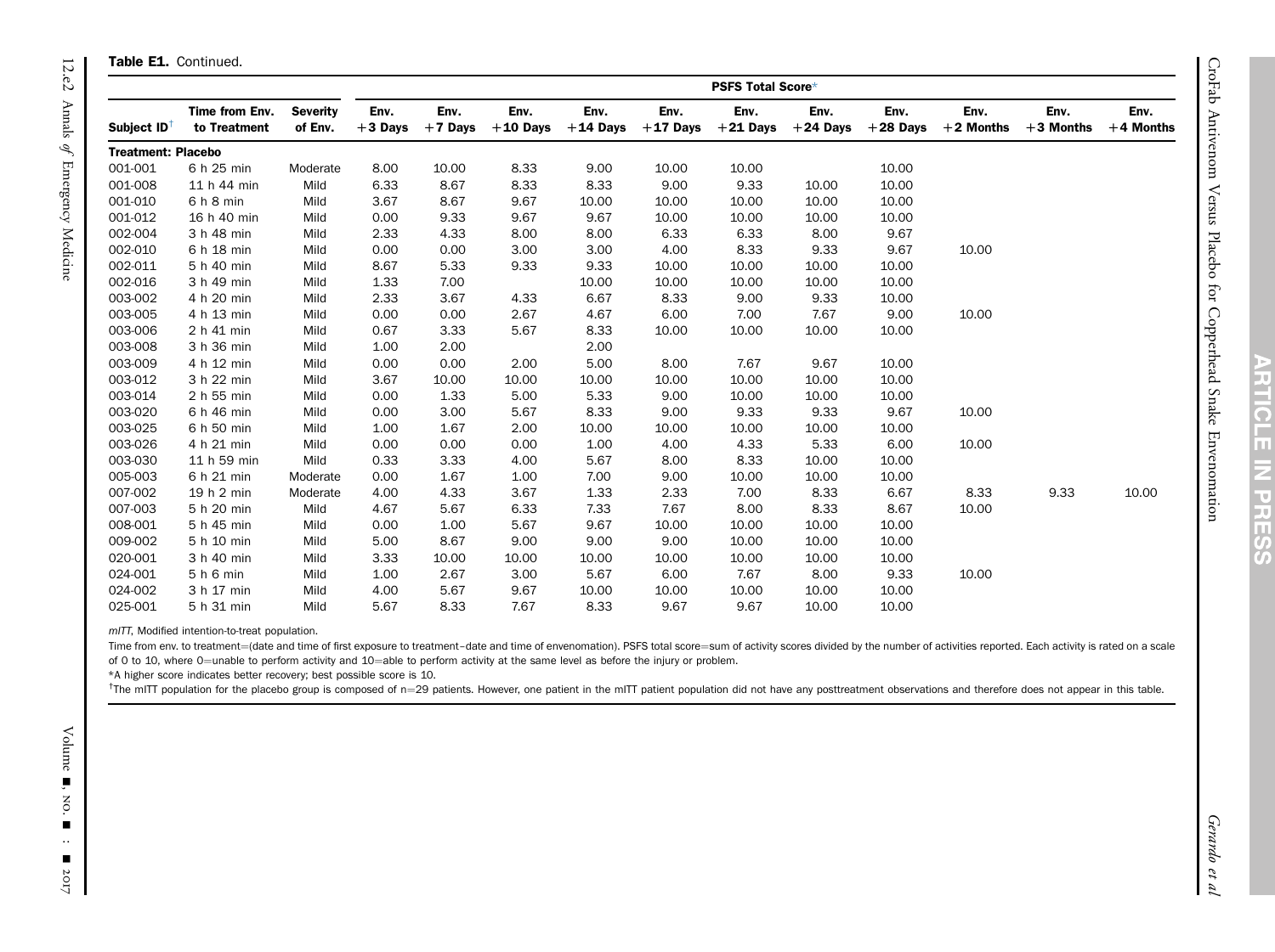**Table E1.** Continued.

| Subject ID[†] | Time from Env. to Treatment | Severity of Env. | PSFS Total Score* | | | | | | | | | | |
|---|---|---|---|---|---|---|---|---|---|---|---|---|---|
| | | | Env. +3 Days | Env. +7 Days | Env. +10 Days | Env. +14 Days | Env. +17 Days | Env. +21 Days | Env. +24 Days | Env. +28 Days | Env. +2 Months | Env. +3 Months | Env. +4 Months |
| **Treatment: Placebo** | | | | | | | | | | | | | |
| 001-001 | 6 h 25 min | Moderate | 8.00 | 10.00 | 8.33 | 9.00 | 10.00 | 10.00 | | 10.00 | | | |
| 001-008 | 11 h 44 min | Mild | 6.33 | 8.67 | 8.33 | 8.33 | 9.00 | 9.33 | 10.00 | 10.00 | | | |
| 001-010 | 6 h 8 min | Mild | 3.67 | 8.67 | 9.67 | 10.00 | 10.00 | 10.00 | 10.00 | 10.00 | | | |
| 001-012 | 16 h 40 min | Mild | 0.00 | 9.33 | 9.67 | 9.67 | 10.00 | 10.00 | 10.00 | 10.00 | | | |
| 002-004 | 3 h 48 min | Mild | 2.33 | 4.33 | 8.00 | 8.00 | 6.33 | 6.33 | 8.00 | 9.67 | | | |
| 002-010 | 6 h 18 min | Mild | 0.00 | 0.00 | 3.00 | 3.00 | 4.00 | 8.33 | 9.33 | 9.67 | 10.00 | | |
| 002-011 | 5 h 40 min | Mild | 8.67 | 5.33 | 9.33 | 9.33 | 10.00 | 10.00 | 10.00 | 10.00 | | | |
| 002-016 | 3 h 49 min | Mild | 1.33 | 7.00 | | 10.00 | 10.00 | 10.00 | 10.00 | 10.00 | | | |
| 003-002 | 4 h 20 min | Mild | 2.33 | 3.67 | 4.33 | 6.67 | 8.33 | 9.00 | 9.33 | 10.00 | | | |
| 003-005 | 4 h 13 min | Mild | 0.00 | 0.00 | 2.67 | 4.67 | 6.00 | 7.00 | 7.67 | 9.00 | 10.00 | | |
| 003-006 | 2 h 41 min | Mild | 0.67 | 3.33 | 5.67 | 8.33 | 10.00 | 10.00 | 10.00 | 10.00 | | | |
| 003-008 | 3 h 36 min | Mild | 1.00 | 2.00 | | 2.00 | | | | | | | |
| 003-009 | 4 h 12 min | Mild | 0.00 | 0.00 | 2.00 | 5.00 | 8.00 | 7.67 | 9.67 | 10.00 | | | |
| 003-012 | 3 h 22 min | Mild | 3.67 | 10.00 | 10.00 | 10.00 | 10.00 | 10.00 | 10.00 | 10.00 | | | |
| 003-014 | 2 h 55 min | Mild | 0.00 | 1.33 | 5.00 | 5.33 | 9.00 | 10.00 | 10.00 | 10.00 | | | |
| 003-020 | 6 h 46 min | Mild | 0.00 | 3.00 | 5.67 | 8.33 | 9.00 | 9.33 | 9.33 | 9.67 | 10.00 | | |
| 003-025 | 6 h 50 min | Mild | 1.00 | 1.67 | 2.00 | 10.00 | 10.00 | 10.00 | 10.00 | 10.00 | | | |
| 003-026 | 4 h 21 min | Mild | 0.00 | 0.00 | 0.00 | 1.00 | 4.00 | 4.33 | 5.33 | 6.00 | 10.00 | | |
| 003-030 | 11 h 59 min | Mild | 0.33 | 3.33 | 4.00 | 5.67 | 8.00 | 8.33 | 10.00 | 10.00 | | | |
| 005-003 | 6 h 21 min | Moderate | 0.00 | 1.67 | 1.00 | 7.00 | 9.00 | 10.00 | 10.00 | 10.00 | | | |
| 007-002 | 19 h 2 min | Moderate | 4.00 | 4.33 | 3.67 | 1.33 | 2.33 | 7.00 | 8.33 | 6.67 | 8.33 | 9.33 | 10.00 |
| 007-003 | 5 h 20 min | Mild | 4.67 | 5.67 | 6.33 | 7.33 | 7.67 | 8.00 | 8.33 | 8.67 | 10.00 | | |
| 008-001 | 5 h 45 min | Mild | 0.00 | 1.00 | 5.67 | 9.67 | 10.00 | 10.00 | 10.00 | 10.00 | | | |
| 009-002 | 5 h 10 min | Mild | 5.00 | 8.67 | 9.00 | 9.00 | 9.00 | 10.00 | 10.00 | 10.00 | | | |
| 020-001 | 3 h 40 min | Mild | 3.33 | 10.00 | 10.00 | 10.00 | 10.00 | 10.00 | 10.00 | 10.00 | | | |
| 024-001 | 5 h 6 min | Mild | 1.00 | 2.67 | 3.00 | 5.67 | 6.00 | 7.67 | 8.00 | 9.33 | 10.00 | | |
| 024-002 | 3 h 17 min | Mild | 4.00 | 5.67 | 9.67 | 10.00 | 10.00 | 10.00 | 10.00 | 10.00 | | | |
| 025-001 | 5 h 31 min | Mild | 5.67 | 8.33 | 7.67 | 8.33 | 9.67 | 9.67 | 10.00 | 10.00 | | | |

*mITT*, Modified intention-to-treat population.

Time from env. to treatment=(date and time of first exposure to treatment–date and time of envenomation). PSFS total score=sum of activity scores divided by the number of activities reported. Each activity is rated on a scale of 0 to 10, where 0=unable to perform activity and 10=able to perform activity at the same level as before the injury or problem.

*A higher score indicates better recovery; best possible score is 10.

[†]The mITT population for the placebo group is composed of n=29 patients. However, one patient in the mITT patient population did not have any posttreatment observations and therefore does not appear in this table.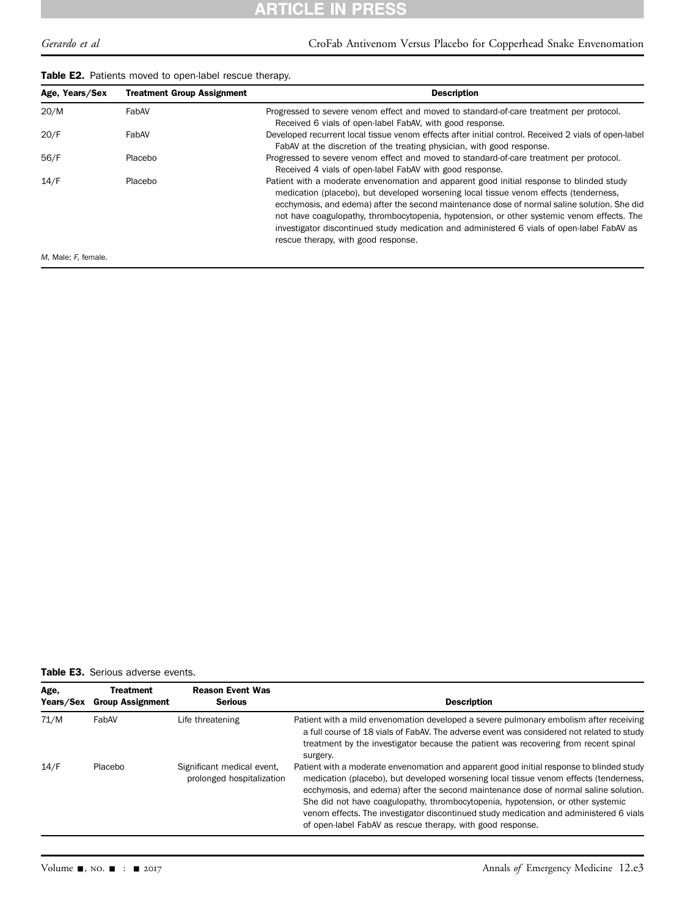**Table E2.** Patients moved to open-label rescue therapy.

| Age, Years/Sex | Treatment Group Assignment | Description |
|---|---|---|
| 20/M | FabAV | Progressed to severe venom effect and moved to standard-of-care treatment per protocol. Received 6 vials of open-label FabAV, with good response. |
| 20/F | FabAV | Developed recurrent local tissue venom effects after initial control. Received 2 vials of open-label FabAV at the discretion of the treating physician, with good response. |
| 56/F | Placebo | Progressed to severe venom effect and moved to standard-of-care treatment per protocol. Received 4 vials of open-label FabAV with good response. |
| 14/F | Placebo | Patient with a moderate envenomation and apparent good initial response to blinded study medication (placebo), but developed worsening local tissue venom effects (tenderness, ecchymosis, and edema) after the second maintenance dose of normal saline solution. She did not have coagulopathy, thrombocytopenia, hypotension, or other systemic venom effects. The investigator discontinued study medication and administered 6 vials of open-label FabAV as rescue therapy, with good response. |

*M*, Male; *F*, female.

**Table E3.** Serious adverse events.

| Age, Years/Sex | Treatment Group Assignment | Reason Event Was Serious | Description |
|---|---|---|---|
| 71/M | FabAV | Life threatening | Patient with a mild envenomation developed a severe pulmonary embolism after receiving a full course of 18 vials of FabAV. The adverse event was considered not related to study treatment by the investigator because the patient was recovering from recent spinal surgery. |
| 14/F | Placebo | Significant medical event, prolonged hospitalization | Patient with a moderate envenomation and apparent good initial response to blinded study medication (placebo), but developed worsening local tissue venom effects (tenderness, ecchymosis, and edema) after the second maintenance dose of normal saline solution. She did not have coagulopathy, thrombocytopenia, hypotension, or other systemic venom effects. The investigator discontinued study medication and administered 6 vials of open-label FabAV as rescue therapy, with good response. |